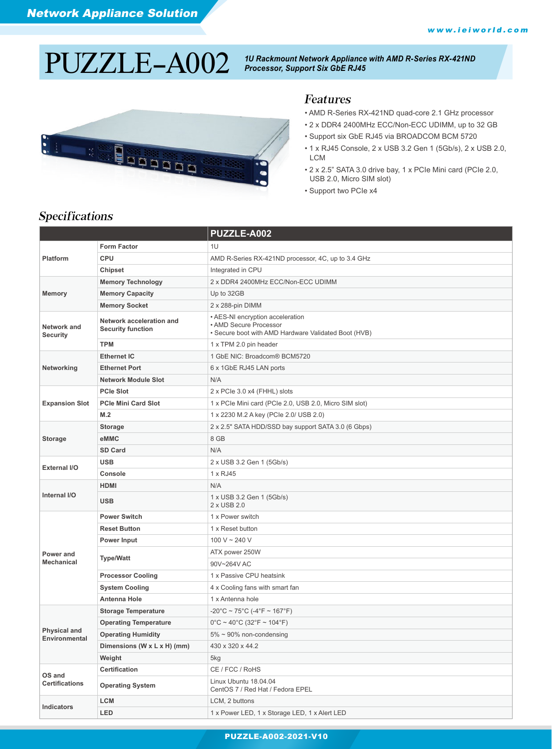# PUZZLE-A002

**1U Rackmount Network Appliance with AMD R-Series RX-421ND Processor, Support Six GbE RJ45**

## Features

- AMD R-Series RX-421ND quad-core 2.1 GHz processor
- 2 x DDR4 2400MHz ECC/Non-ECC UDIMM, up to 32 GB
- Support six GbE RJ45 via BROADCOM BCM 5720
- 1 x RJ45 Console, 2 x USB 3.2 Gen 1 (5Gb/s), 2 x USB 2.0, LCM
- 2 x 2.5" SATA 3.0 drive bay, 1 x PCIe Mini card (PCIe 2.0, USB 2.0, Micro SIM slot)
- Support two PCIe x4

## Specifications

| | | PUZZLE-A002 |
|---|---|---|
| Platform | Form Factor | 1U |
| | CPU | AMD R-Series RX-421ND processor, 4C, up to 3.4 GHz |
| | Chipset | Integrated in CPU |
| Memory | Memory Technology | 2 x DDR4 2400MHz ECC/Non-ECC UDIMM |
| | Memory Capacity | Up to 32GB |
| | Memory Socket | 2 x 288-pin DIMM |
| Network and Security | Network acceleration and Security function | • AES-NI encryption acceleration<br>• AMD Secure Processor<br>• Secure boot with AMD Hardware Validated Boot (HVB) |
| | TPM | 1 x TPM 2.0 pin header |
| Networking | Ethernet IC | 1 GbE NIC: Broadcom® BCM5720 |
| | Ethernet Port | 6 x 1GbE RJ45 LAN ports |
| | Network Module Slot | N/A |
| Expansion Slot | PCIe Slot | 2 x PCIe 3.0 x4 (FHHL) slots |
| | PCIe Mini Card Slot | 1 x PCIe Mini card (PCIe 2.0, USB 2.0, Micro SIM slot) |
| | M.2 | 1 x 2230 M.2 A key (PCIe 2.0/ USB 2.0) |
| Storage | Storage | 2 x 2.5" SATA HDD/SSD bay support SATA 3.0 (6 Gbps) |
| | eMMC | 8 GB |
| | SD Card | N/A |
| External I/O | USB | 2 x USB 3.2 Gen 1 (5Gb/s) |
| | Console | 1 x RJ45 |
| Internal I/O | HDMI | N/A |
| | USB | 1 x USB 3.2 Gen 1 (5Gb/s)<br>2 x USB 2.0 |
| Power and Mechanical | Power Switch | 1 x Power switch |
| | Reset Button | 1 x Reset button |
| | Power Input | 100 V ~ 240 V |
| | Type/Watt | ATX power 250W |
| | | 90V~264V AC |
| | Processor Cooling | 1 x Passive CPU heatsink |
| | System Cooling | 4 x Cooling fans with smart fan |
| | Antenna Hole | 1 x Antenna hole |
| Physical and Environmental | Storage Temperature | -20°C ~ 75°C (-4°F ~ 167°F) |
| | Operating Temperature | 0°C ~ 40°C (32°F ~ 104°F) |
| | Operating Humidity | 5% ~ 90% non-condensing |
| | Dimensions (W x L x H) (mm) | 430 x 320 x 44.2 |
| | Weight | 5kg |
| OS and Certifications | Certification | CE / FCC / RoHS |
| | Operating System | Linux Ubuntu 18.04.04<br>CentOS 7 / Red Hat / Fedora EPEL |
| Indicators | LCM | LCM, 2 buttons |
| | LED | 1 x Power LED, 1 x Storage LED, 1 x Alert LED |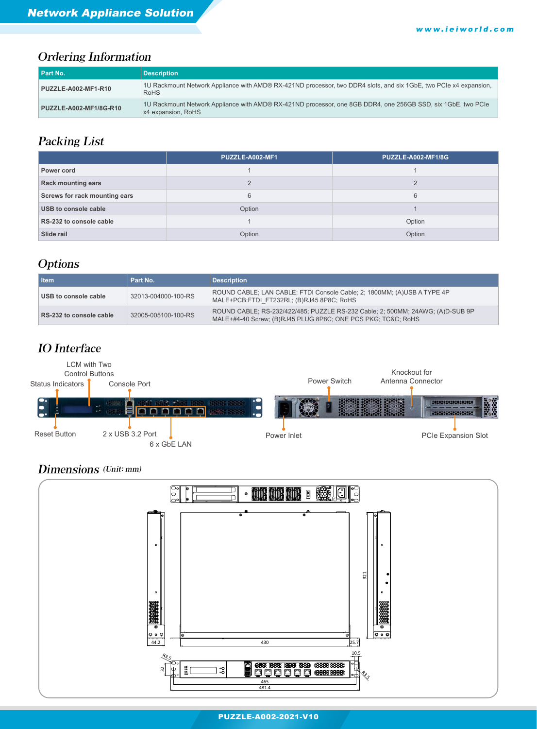## Ordering Information

| Part No. | Description |
|---|---|
| PUZZLE-A002-MF1-R10 | 1U Rackmount Network Appliance with AMD® RX-421ND processor, two DDR4 slots, and six 1GbE, two PCIe x4 expansion, RoHS |
| PUZZLE-A002-MF1/8G-R10 | 1U Rackmount Network Appliance with AMD® RX-421ND processor, one 8GB DDR4, one 256GB SSD, six 1GbE, two PCIe x4 expansion, RoHS |

## Packing List

| | PUZZLE-A002-MF1 | PUZZLE-A002-MF1/8G |
|---|---|---|
| Power cord | 1 | 1 |
| Rack mounting ears | 2 | 2 |
| Screws for rack mounting ears | 6 | 6 |
| USB to console cable | Option | 1 |
| RS-232 to console cable | 1 | Option |
| Slide rail | Option | Option |

## Options

| Item | Part No. | Description |
|---|---|---|
| USB to console cable | 32013-004000-100-RS | ROUND CABLE; LAN CABLE; FTDI Console Cable; 2; 1800MM; (A)USB A TYPE 4P MALE+PCB:FTDI_FT232RL; (B)RJ45 8P8C; RoHS |
| RS-232 to console cable | 32005-005100-100-RS | ROUND CABLE; RS-232/422/485; PUZZLE RS-232 Cable; 2; 500MM; 24AWG; (A)D-SUB 9P MALE+#4-40 Screw; (B)RJ45 PLUG 8P8C; ONE PCS PKG; TC&C; RoHS |

## IO Interface

LCM with Two Control Buttons
Status Indicators
Console Port
Reset Button
2 x USB 3.2 Port
6 x GbE LAN
Power Switch
Knockout for Antenna Connector
Power Inlet
PCIe Expansion Slot

## Dimensions (Unit: mm)

44.2
430
25.7
321
10.5
R3.5
32
465
481.4
R3.5